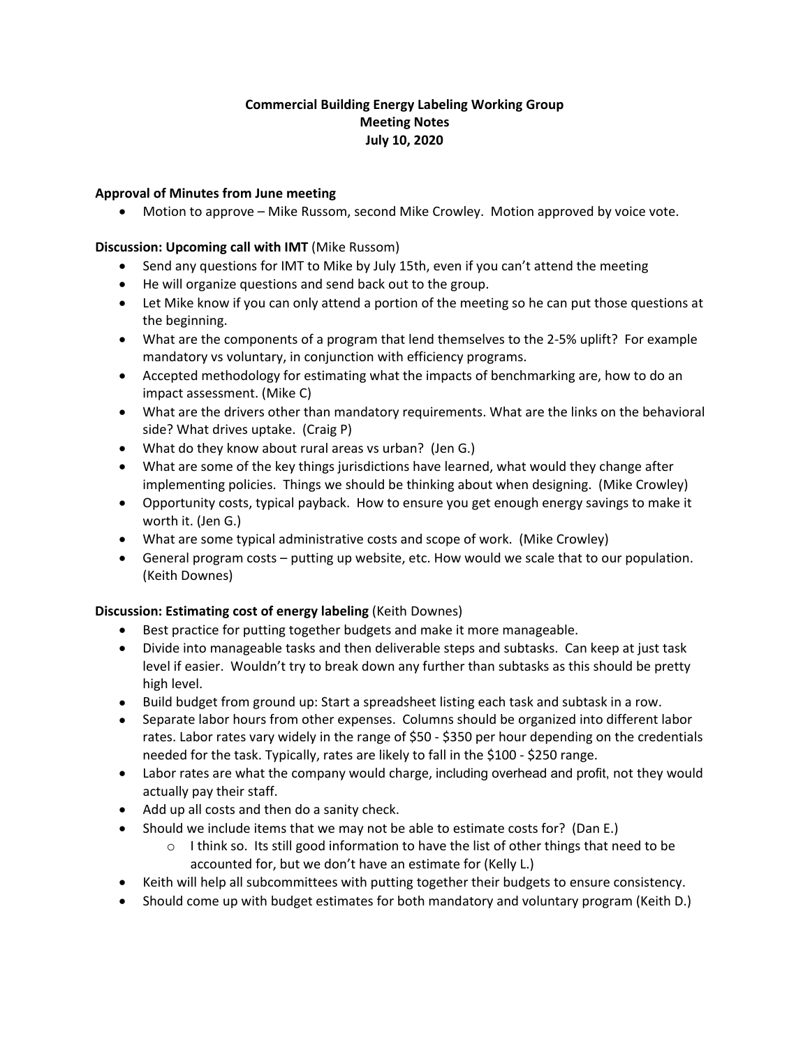**Commercial Building Energy Labeling Working Group**
**Meeting Notes**
**July 10, 2020**

**Approval of Minutes from June meeting**

- Motion to approve – Mike Russom, second Mike Crowley. Motion approved by voice vote.

**Discussion: Upcoming call with IMT** (Mike Russom)

- Send any questions for IMT to Mike by July 15th, even if you can't attend the meeting
- He will organize questions and send back out to the group.
- Let Mike know if you can only attend a portion of the meeting so he can put those questions at the beginning.
- What are the components of a program that lend themselves to the 2-5% uplift? For example mandatory vs voluntary, in conjunction with efficiency programs.
- Accepted methodology for estimating what the impacts of benchmarking are, how to do an impact assessment. (Mike C)
- What are the drivers other than mandatory requirements. What are the links on the behavioral side? What drives uptake. (Craig P)
- What do they know about rural areas vs urban? (Jen G.)
- What are some of the key things jurisdictions have learned, what would they change after implementing policies. Things we should be thinking about when designing. (Mike Crowley)
- Opportunity costs, typical payback. How to ensure you get enough energy savings to make it worth it. (Jen G.)
- What are some typical administrative costs and scope of work. (Mike Crowley)
- General program costs – putting up website, etc. How would we scale that to our population. (Keith Downes)

**Discussion: Estimating cost of energy labeling** (Keith Downes)

- Best practice for putting together budgets and make it more manageable.
- Divide into manageable tasks and then deliverable steps and subtasks. Can keep at just task level if easier. Wouldn't try to break down any further than subtasks as this should be pretty high level.
- Build budget from ground up: Start a spreadsheet listing each task and subtask in a row.
- Separate labor hours from other expenses. Columns should be organized into different labor rates. Labor rates vary widely in the range of $50 - $350 per hour depending on the credentials needed for the task. Typically, rates are likely to fall in the $100 - $250 range.
- Labor rates are what the company would charge, including overhead and profit, not they would actually pay their staff.
- Add up all costs and then do a sanity check.
- Should we include items that we may not be able to estimate costs for? (Dan E.)
    - I think so. Its still good information to have the list of other things that need to be accounted for, but we don't have an estimate for (Kelly L.)
- Keith will help all subcommittees with putting together their budgets to ensure consistency.
- Should come up with budget estimates for both mandatory and voluntary program (Keith D.)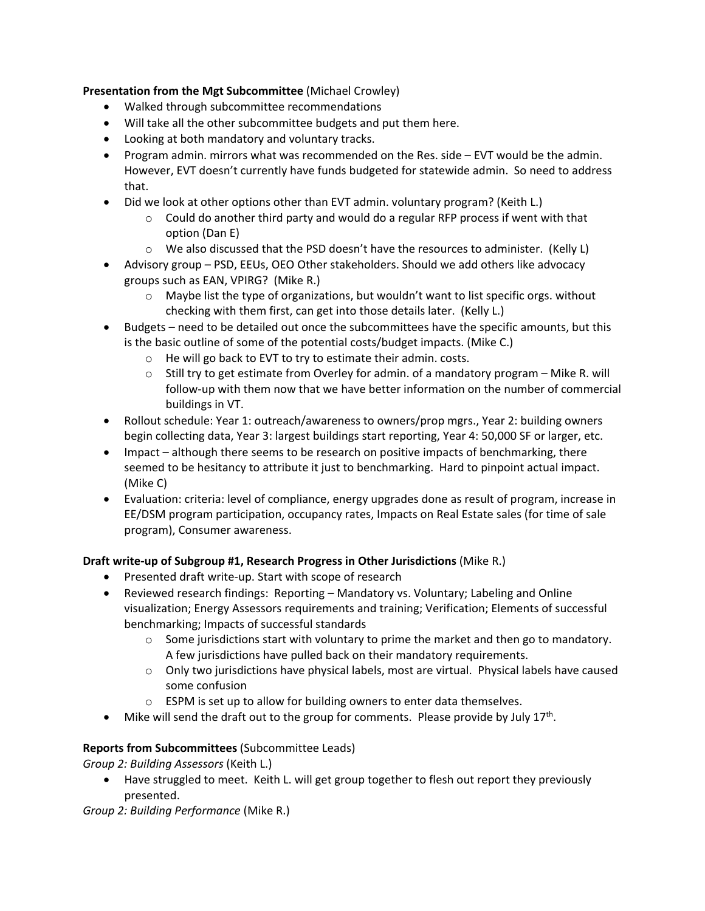**Presentation from the Mgt Subcommittee** (Michael Crowley)

- Walked through subcommittee recommendations
- Will take all the other subcommittee budgets and put them here.
- Looking at both mandatory and voluntary tracks.
- Program admin. mirrors what was recommended on the Res. side – EVT would be the admin. However, EVT doesn't currently have funds budgeted for statewide admin. So need to address that.
- Did we look at other options other than EVT admin. voluntary program? (Keith L.)
    - Could do another third party and would do a regular RFP process if went with that option (Dan E)
    - We also discussed that the PSD doesn't have the resources to administer. (Kelly L)
- Advisory group – PSD, EEUs, OEO Other stakeholders. Should we add others like advocacy groups such as EAN, VPIRG? (Mike R.)
    - Maybe list the type of organizations, but wouldn't want to list specific orgs. without checking with them first, can get into those details later. (Kelly L.)
- Budgets – need to be detailed out once the subcommittees have the specific amounts, but this is the basic outline of some of the potential costs/budget impacts. (Mike C.)
    - He will go back to EVT to try to estimate their admin. costs.
    - Still try to get estimate from Overley for admin. of a mandatory program – Mike R. will follow-up with them now that we have better information on the number of commercial buildings in VT.
- Rollout schedule: Year 1: outreach/awareness to owners/prop mgrs., Year 2: building owners begin collecting data, Year 3: largest buildings start reporting, Year 4: 50,000 SF or larger, etc.
- Impact – although there seems to be research on positive impacts of benchmarking, there seemed to be hesitancy to attribute it just to benchmarking. Hard to pinpoint actual impact. (Mike C)
- Evaluation: criteria: level of compliance, energy upgrades done as result of program, increase in EE/DSM program participation, occupancy rates, Impacts on Real Estate sales (for time of sale program), Consumer awareness.

**Draft write-up of Subgroup #1, Research Progress in Other Jurisdictions** (Mike R.)

- Presented draft write-up. Start with scope of research
- Reviewed research findings: Reporting – Mandatory vs. Voluntary; Labeling and Online visualization; Energy Assessors requirements and training; Verification; Elements of successful benchmarking; Impacts of successful standards
    - Some jurisdictions start with voluntary to prime the market and then go to mandatory. A few jurisdictions have pulled back on their mandatory requirements.
    - Only two jurisdictions have physical labels, most are virtual. Physical labels have caused some confusion
    - ESPM is set up to allow for building owners to enter data themselves.
- Mike will send the draft out to the group for comments. Please provide by July 17th.

**Reports from Subcommittees** (Subcommittee Leads)

*Group 2: Building Assessors* (Keith L.)

- Have struggled to meet. Keith L. will get group together to flesh out report they previously presented.

*Group 2: Building Performance* (Mike R.)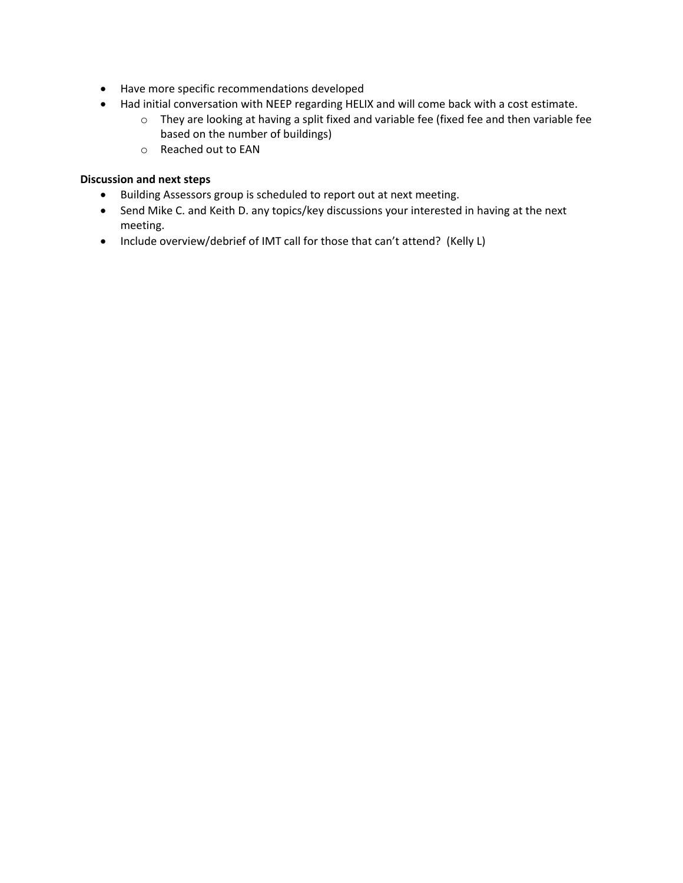- Have more specific recommendations developed
- Had initial conversation with NEEP regarding HELIX and will come back with a cost estimate.
  - They are looking at having a split fixed and variable fee (fixed fee and then variable fee based on the number of buildings)
  - Reached out to EAN

**Discussion and next steps**

- Building Assessors group is scheduled to report out at next meeting.
- Send Mike C. and Keith D. any topics/key discussions your interested in having at the next meeting.
- Include overview/debrief of IMT call for those that can't attend? (Kelly L)